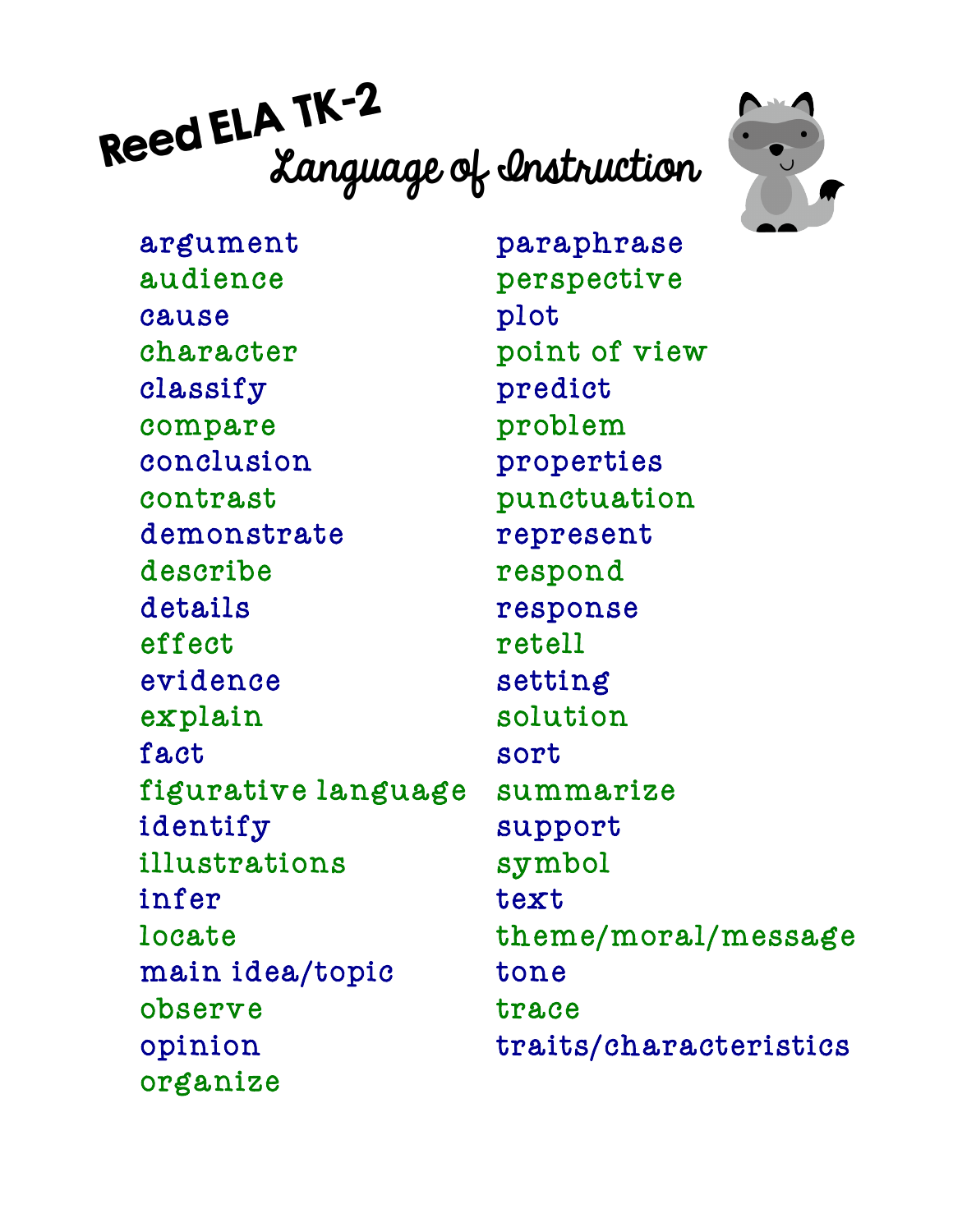# Reed ELA TK-2

## Language of Instruction

- argument
- audience
- cause
- character
- classify
- compare
- conclusion
- contrast
- demonstrate
- describe
- details
- effect
- evidence
- explain
- fact
- figurative language
- identify
- illustrations
- infer
- locate
- main idea/topic
- observe
- opinion
- organize
- paraphrase
- perspective
- plot
- point of view
- predict
- problem
- properties
- punctuation
- represent
- respond
- response
- retell
- setting
- solution
- sort
- summarize
- support
- symbol
- text
- theme/moral/message
- tone
- trace
- traits/characteristics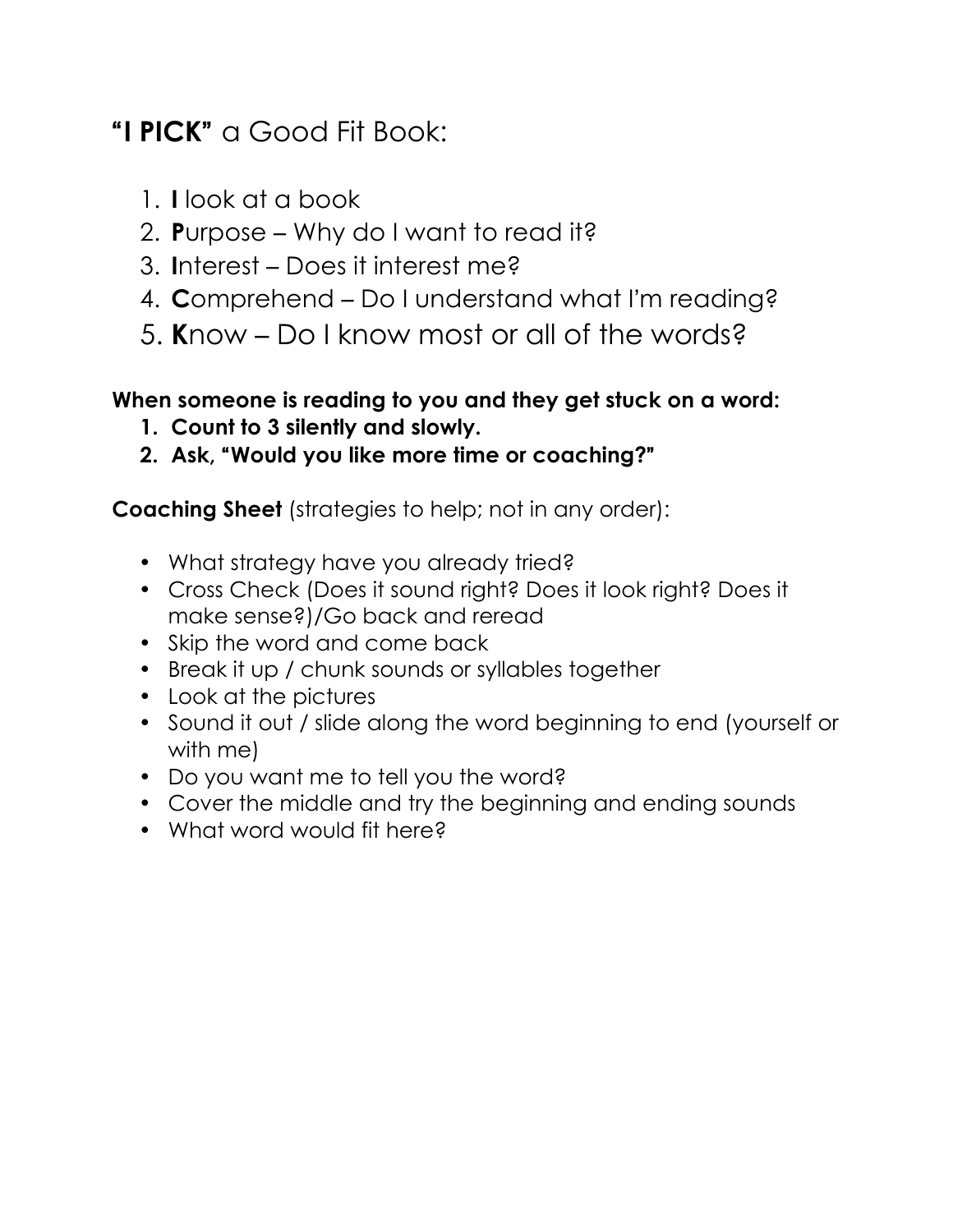## **"I PICK"** a Good Fit Book:

1. **I** look at a book
2. **P**urpose – Why do I want to read it?
3. **I**nterest – Does it interest me?
4. **C**omprehend – Do I understand what I'm reading?
5. **K**now – Do I know most or all of the words?

**When someone is reading to you and they get stuck on a word:**

1. **Count to 3 silently and slowly.**
2. **Ask, "Would you like more time or coaching?"**

**Coaching Sheet** (strategies to help; not in any order):

- What strategy have you already tried?
- Cross Check (Does it sound right? Does it look right? Does it make sense?)/Go back and reread
- Skip the word and come back
- Break it up / chunk sounds or syllables together
- Look at the pictures
- Sound it out / slide along the word beginning to end (yourself or with me)
- Do you want me to tell you the word?
- Cover the middle and try the beginning and ending sounds
- What word would fit here?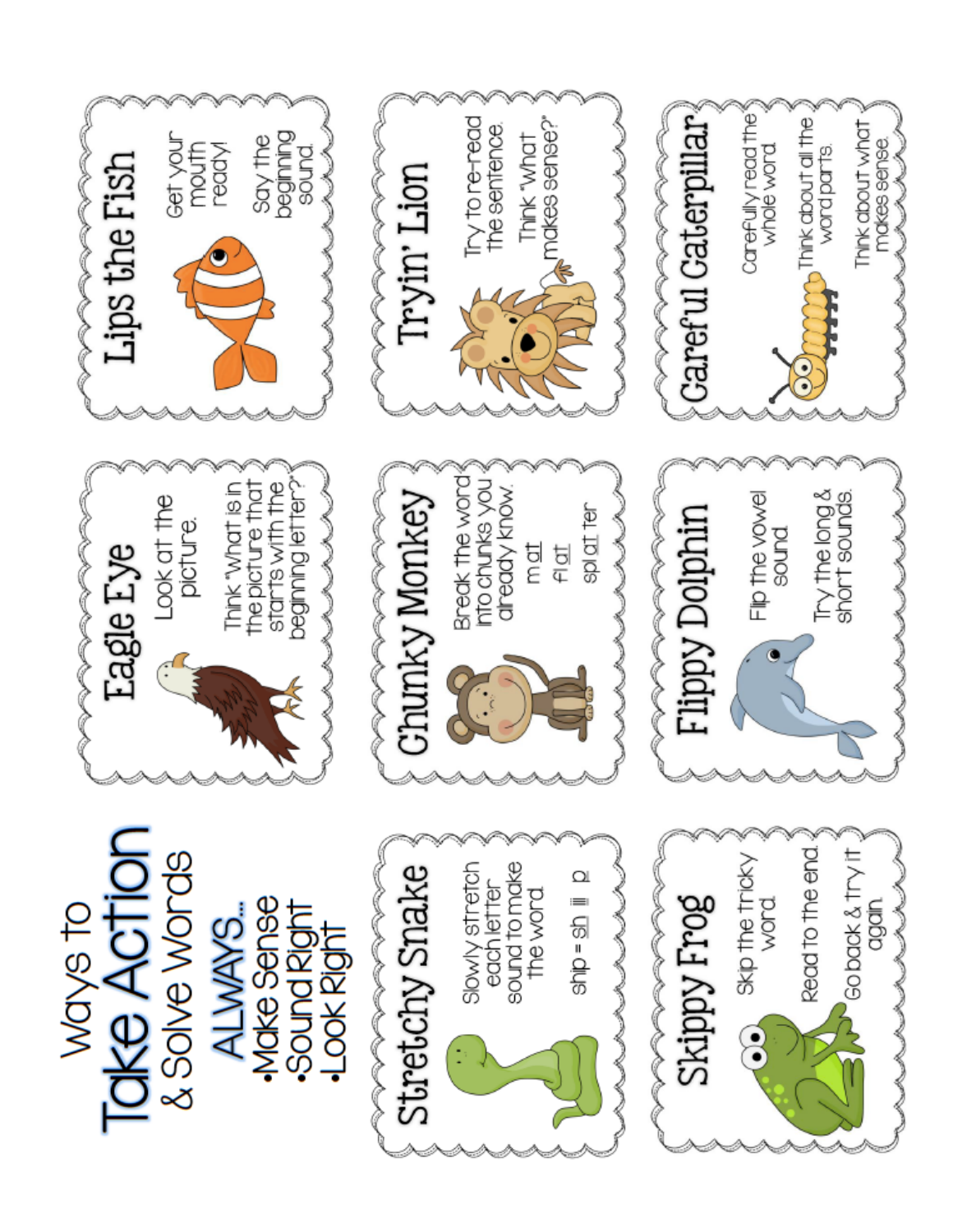# Ways to Take Action & Solve Words

**ALWAYS...**
- Make Sense
- Sound Right
- Look Right

## Eagle Eye

Look at the picture.

Think "What is in the picture that starts with the beginning letter?"

## Lips the Fish

Get your mouth ready!

Say the beginning sound.

## Stretchy Snake

Slowly stretch each letter sound to make the word.

ship = sh i p

## Chunky Monkey

Break the word into chunks you already know.

m at

fl at

spl at ter

## Tryin' Lion

Try to re-read the sentence.

Think "What makes sense?"

## Skippy Frog

Skip the tricky word.

Read to the end.

Go back & try it again.

## Flippy Dolphin

Flip the vowel sound

Try the long & short sounds.

## Careful Caterpillar

Carefully read the whole word

Think about all the word parts.

Think about what makes sense.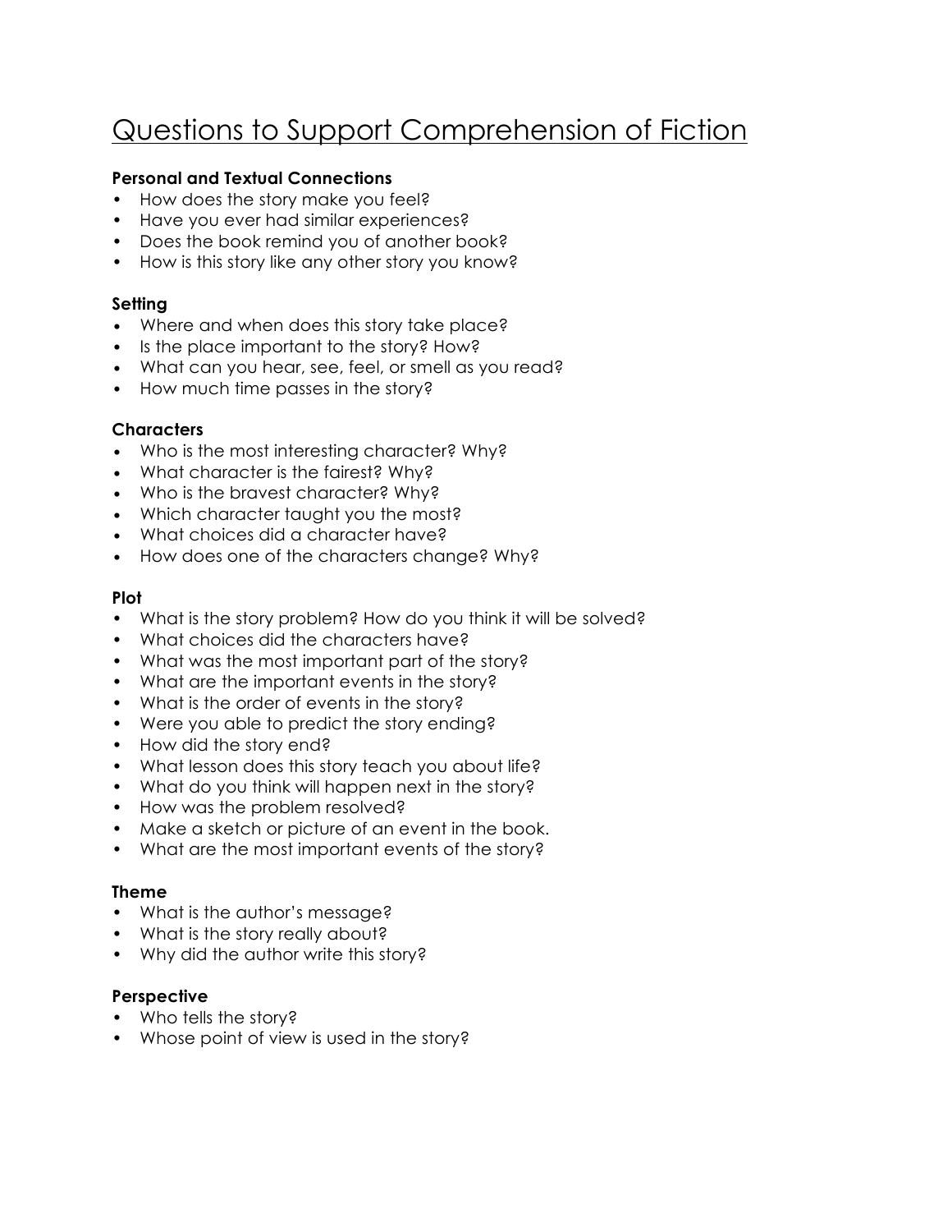# Questions to Support Comprehension of Fiction

**Personal and Textual Connections**

- How does the story make you feel?
- Have you ever had similar experiences?
- Does the book remind you of another book?
- How is this story like any other story you know?

**Setting**

- Where and when does this story take place?
- Is the place important to the story? How?
- What can you hear, see, feel, or smell as you read?
- How much time passes in the story?

**Characters**

- Who is the most interesting character? Why?
- What character is the fairest? Why?
- Who is the bravest character? Why?
- Which character taught you the most?
- What choices did a character have?
- How does one of the characters change? Why?

**Plot**

- What is the story problem? How do you think it will be solved?
- What choices did the characters have?
- What was the most important part of the story?
- What are the important events in the story?
- What is the order of events in the story?
- Were you able to predict the story ending?
- How did the story end?
- What lesson does this story teach you about life?
- What do you think will happen next in the story?
- How was the problem resolved?
- Make a sketch or picture of an event in the book.
- What are the most important events of the story?

**Theme**

- What is the author's message?
- What is the story really about?
- Why did the author write this story?

**Perspective**

- Who tells the story?
- Whose point of view is used in the story?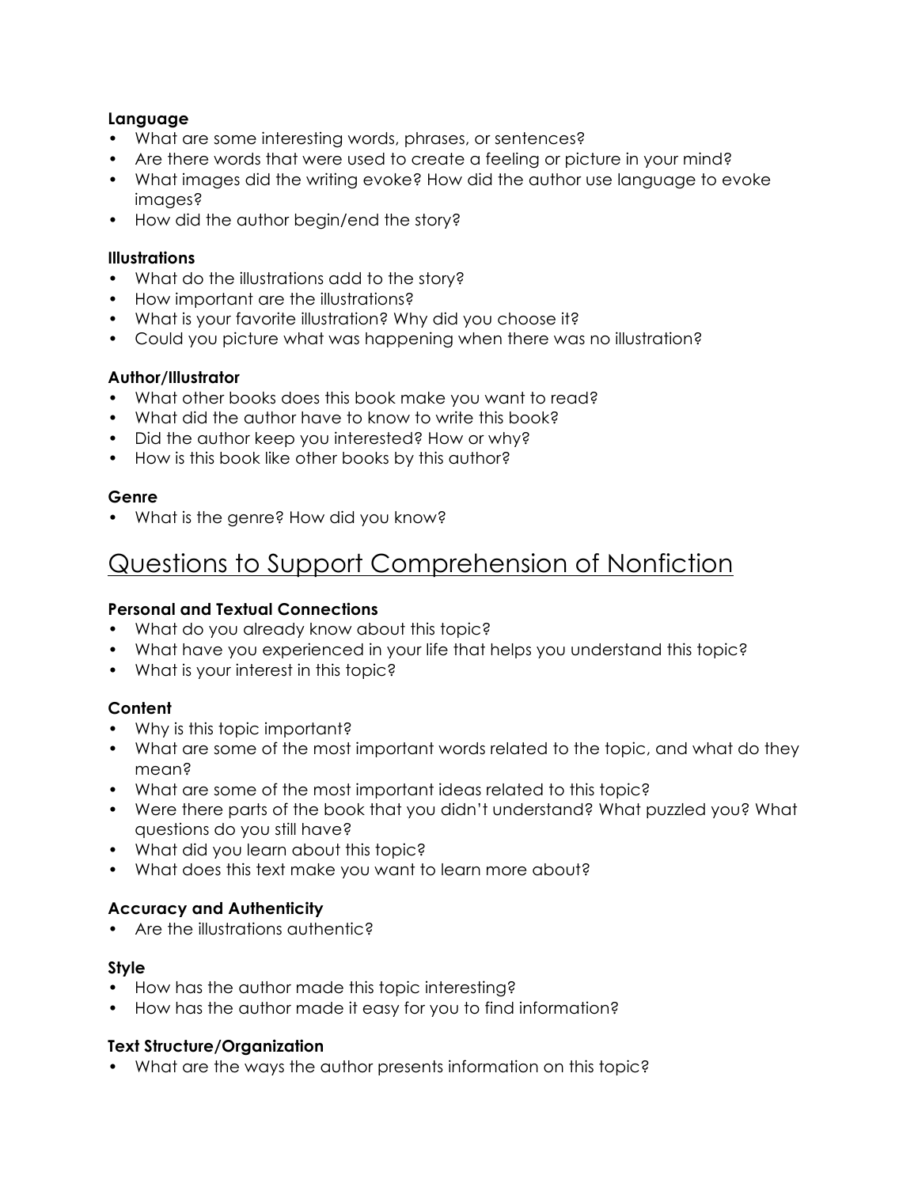**Language**

- What are some interesting words, phrases, or sentences?
- Are there words that were used to create a feeling or picture in your mind?
- What images did the writing evoke? How did the author use language to evoke images?
- How did the author begin/end the story?

**Illustrations**

- What do the illustrations add to the story?
- How important are the illustrations?
- What is your favorite illustration? Why did you choose it?
- Could you picture what was happening when there was no illustration?

**Author/Illustrator**

- What other books does this book make you want to read?
- What did the author have to know to write this book?
- Did the author keep you interested? How or why?
- How is this book like other books by this author?

**Genre**

- What is the genre? How did you know?

## Questions to Support Comprehension of Nonfiction

**Personal and Textual Connections**

- What do you already know about this topic?
- What have you experienced in your life that helps you understand this topic?
- What is your interest in this topic?

**Content**

- Why is this topic important?
- What are some of the most important words related to the topic, and what do they mean?
- What are some of the most important ideas related to this topic?
- Were there parts of the book that you didn't understand? What puzzled you? What questions do you still have?
- What did you learn about this topic?
- What does this text make you want to learn more about?

**Accuracy and Authenticity**

- Are the illustrations authentic?

**Style**

- How has the author made this topic interesting?
- How has the author made it easy for you to find information?

**Text Structure/Organization**

- What are the ways the author presents information on this topic?